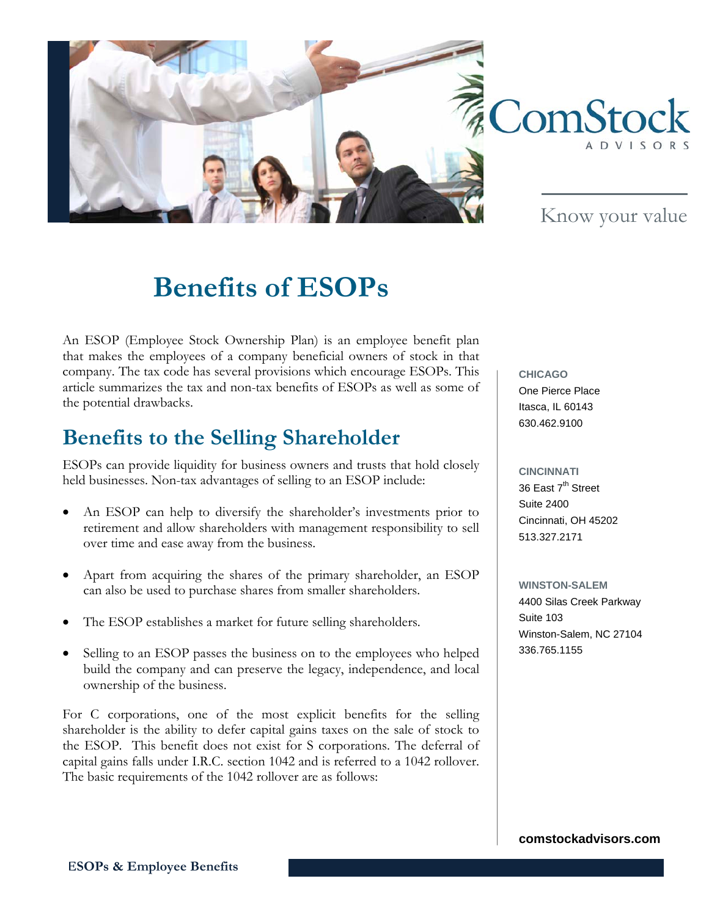ComStock
ADVISORS

Know your value

# Benefits of ESOPs

An ESOP (Employee Stock Ownership Plan) is an employee benefit plan that makes the employees of a company beneficial owners of stock in that company. The tax code has several provisions which encourage ESOPs. This article summarizes the tax and non-tax benefits of ESOPs as well as some of the potential drawbacks.

## Benefits to the Selling Shareholder

ESOPs can provide liquidity for business owners and trusts that hold closely held businesses. Non-tax advantages of selling to an ESOP include:

- An ESOP can help to diversify the shareholder's investments prior to retirement and allow shareholders with management responsibility to sell over time and ease away from the business.
- Apart from acquiring the shares of the primary shareholder, an ESOP can also be used to purchase shares from smaller shareholders.
- The ESOP establishes a market for future selling shareholders.
- Selling to an ESOP passes the business on to the employees who helped build the company and can preserve the legacy, independence, and local ownership of the business.

For C corporations, one of the most explicit benefits for the selling shareholder is the ability to defer capital gains taxes on the sale of stock to the ESOP. This benefit does not exist for S corporations. The deferral of capital gains falls under I.R.C. section 1042 and is referred to a 1042 rollover. The basic requirements of the 1042 rollover are as follows:

**CHICAGO**
One Pierce Place
Itasca, IL 60143
630.462.9100

**CINCINNATI**
36 East 7th Street
Suite 2400
Cincinnati, OH 45202
513.327.2171

**WINSTON-SALEM**
4400 Silas Creek Parkway
Suite 103
Winston-Salem, NC 27104
336.765.1155

**comstockadvisors.com**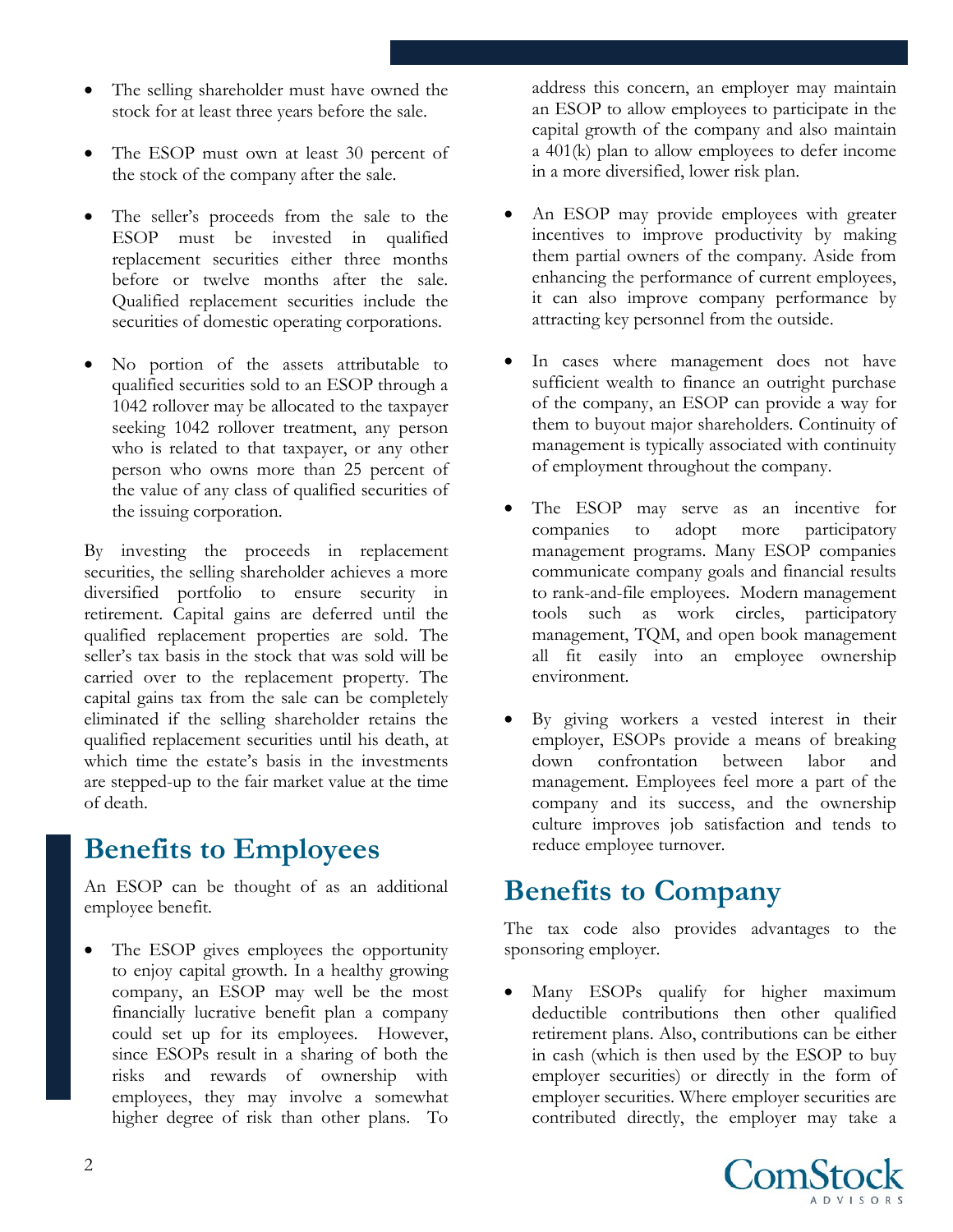- The selling shareholder must have owned the stock for at least three years before the sale.
- The ESOP must own at least 30 percent of the stock of the company after the sale.
- The seller's proceeds from the sale to the ESOP must be invested in qualified replacement securities either three months before or twelve months after the sale. Qualified replacement securities include the securities of domestic operating corporations.
- No portion of the assets attributable to qualified securities sold to an ESOP through a 1042 rollover may be allocated to the taxpayer seeking 1042 rollover treatment, any person who is related to that taxpayer, or any other person who owns more than 25 percent of the value of any class of qualified securities of the issuing corporation.

By investing the proceeds in replacement securities, the selling shareholder achieves a more diversified portfolio to ensure security in retirement. Capital gains are deferred until the qualified replacement properties are sold. The seller's tax basis in the stock that was sold will be carried over to the replacement property. The capital gains tax from the sale can be completely eliminated if the selling shareholder retains the qualified replacement securities until his death, at which time the estate's basis in the investments are stepped-up to the fair market value at the time of death.

## Benefits to Employees

An ESOP can be thought of as an additional employee benefit.

- The ESOP gives employees the opportunity to enjoy capital growth. In a healthy growing company, an ESOP may well be the most financially lucrative benefit plan a company could set up for its employees. However, since ESOPs result in a sharing of both the risks and rewards of ownership with employees, they may involve a somewhat higher degree of risk than other plans. To address this concern, an employer may maintain an ESOP to allow employees to participate in the capital growth of the company and also maintain a 401(k) plan to allow employees to defer income in a more diversified, lower risk plan.
- An ESOP may provide employees with greater incentives to improve productivity by making them partial owners of the company. Aside from enhancing the performance of current employees, it can also improve company performance by attracting key personnel from the outside.
- In cases where management does not have sufficient wealth to finance an outright purchase of the company, an ESOP can provide a way for them to buyout major shareholders. Continuity of management is typically associated with continuity of employment throughout the company.
- The ESOP may serve as an incentive for companies to adopt more participatory management programs. Many ESOP companies communicate company goals and financial results to rank-and-file employees. Modern management tools such as work circles, participatory management, TQM, and open book management all fit easily into an employee ownership environment.
- By giving workers a vested interest in their employer, ESOPs provide a means of breaking down confrontation between labor and management. Employees feel more a part of the company and its success, and the ownership culture improves job satisfaction and tends to reduce employee turnover.

## Benefits to Company

The tax code also provides advantages to the sponsoring employer.

- Many ESOPs qualify for higher maximum deductible contributions then other qualified retirement plans. Also, contributions can be either in cash (which is then used by the ESOP to buy employer securities) or directly in the form of employer securities. Where employer securities are contributed directly, the employer may take a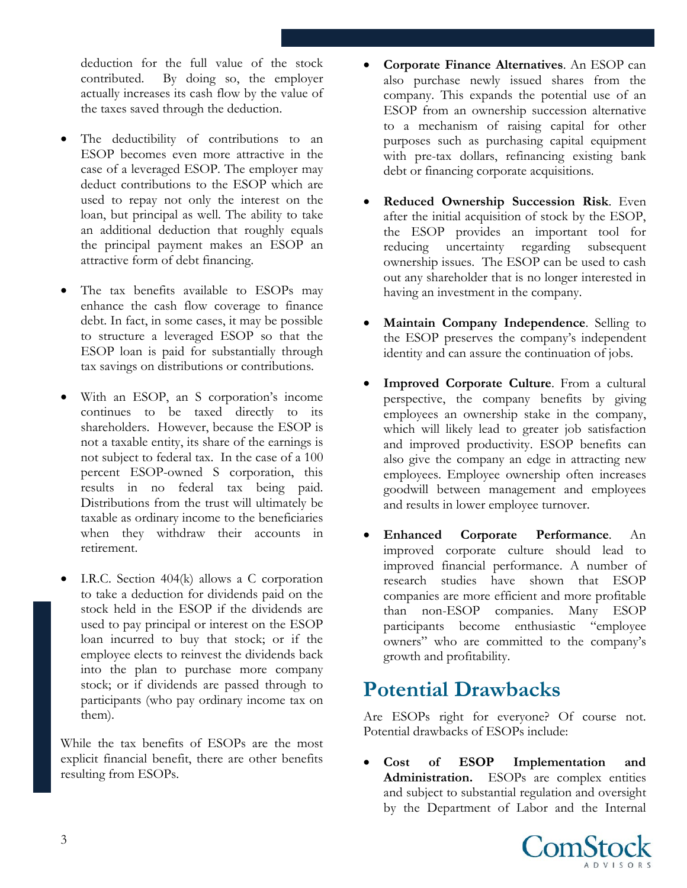deduction for the full value of the stock contributed. By doing so, the employer actually increases its cash flow by the value of the taxes saved through the deduction.

- The deductibility of contributions to an ESOP becomes even more attractive in the case of a leveraged ESOP. The employer may deduct contributions to the ESOP which are used to repay not only the interest on the loan, but principal as well. The ability to take an additional deduction that roughly equals the principal payment makes an ESOP an attractive form of debt financing.

- The tax benefits available to ESOPs may enhance the cash flow coverage to finance debt. In fact, in some cases, it may be possible to structure a leveraged ESOP so that the ESOP loan is paid for substantially through tax savings on distributions or contributions.

- With an ESOP, an S corporation's income continues to be taxed directly to its shareholders. However, because the ESOP is not a taxable entity, its share of the earnings is not subject to federal tax. In the case of a 100 percent ESOP-owned S corporation, this results in no federal tax being paid. Distributions from the trust will ultimately be taxable as ordinary income to the beneficiaries when they withdraw their accounts in retirement.

- I.R.C. Section 404(k) allows a C corporation to take a deduction for dividends paid on the stock held in the ESOP if the dividends are used to pay principal or interest on the ESOP loan incurred to buy that stock; or if the employee elects to reinvest the dividends back into the plan to purchase more company stock; or if dividends are passed through to participants (who pay ordinary income tax on them).

While the tax benefits of ESOPs are the most explicit financial benefit, there are other benefits resulting from ESOPs.

- **Corporate Finance Alternatives**. An ESOP can also purchase newly issued shares from the company. This expands the potential use of an ESOP from an ownership succession alternative to a mechanism of raising capital for other purposes such as purchasing capital equipment with pre-tax dollars, refinancing existing bank debt or financing corporate acquisitions.

- **Reduced Ownership Succession Risk**. Even after the initial acquisition of stock by the ESOP, the ESOP provides an important tool for reducing uncertainty regarding subsequent ownership issues. The ESOP can be used to cash out any shareholder that is no longer interested in having an investment in the company.

- **Maintain Company Independence**. Selling to the ESOP preserves the company's independent identity and can assure the continuation of jobs.

- **Improved Corporate Culture**. From a cultural perspective, the company benefits by giving employees an ownership stake in the company, which will likely lead to greater job satisfaction and improved productivity. ESOP benefits can also give the company an edge in attracting new employees. Employee ownership often increases goodwill between management and employees and results in lower employee turnover.

- **Enhanced Corporate Performance**. An improved corporate culture should lead to improved financial performance. A number of research studies have shown that ESOP companies are more efficient and more profitable than non-ESOP companies. Many ESOP participants become enthusiastic "employee owners" who are committed to the company's growth and profitability.

## Potential Drawbacks

Are ESOPs right for everyone? Of course not. Potential drawbacks of ESOPs include:

- **Cost of ESOP Implementation and Administration.** ESOPs are complex entities and subject to substantial regulation and oversight by the Department of Labor and the Internal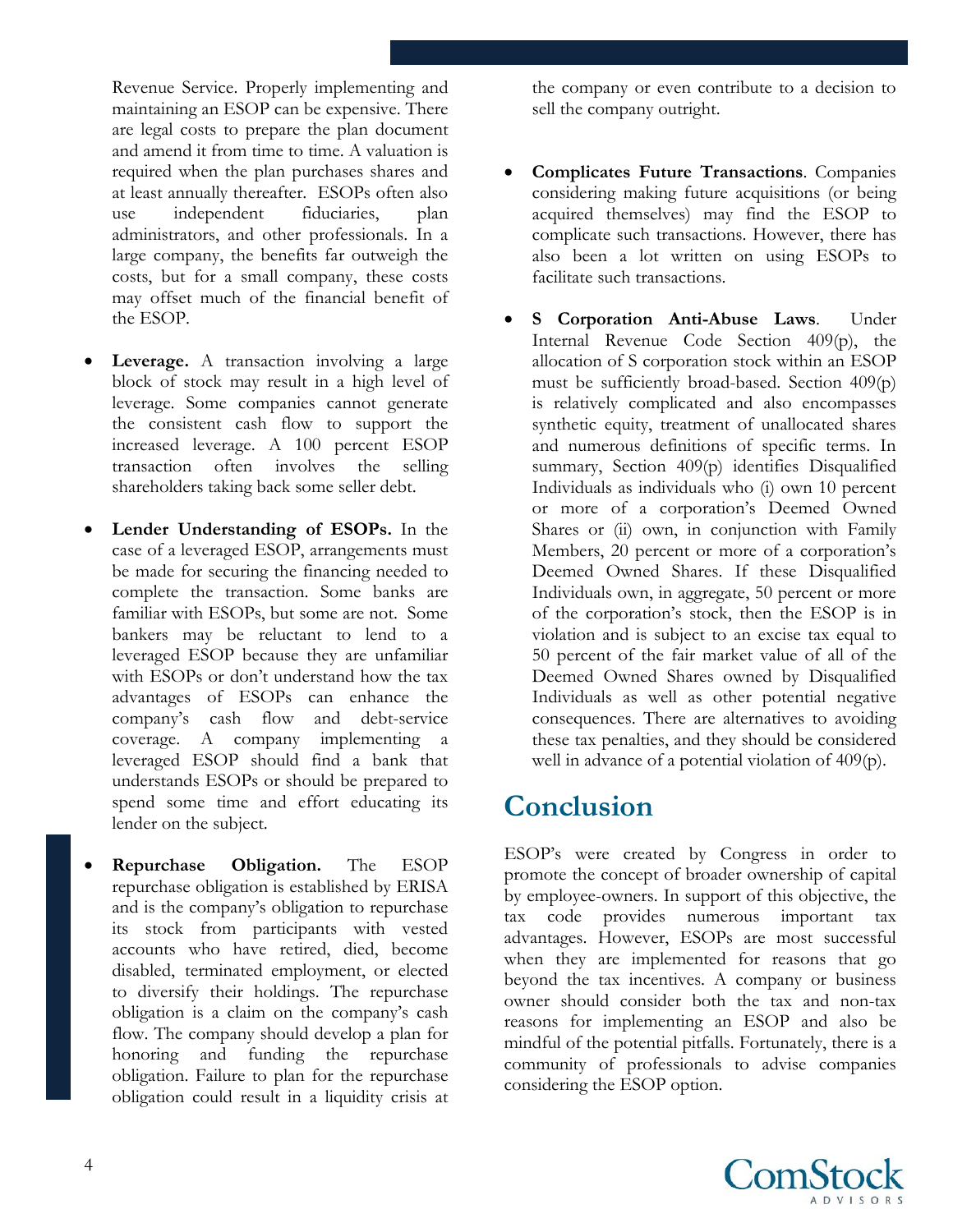Revenue Service. Properly implementing and maintaining an ESOP can be expensive. There are legal costs to prepare the plan document and amend it from time to time. A valuation is required when the plan purchases shares and at least annually thereafter. ESOPs often also use independent fiduciaries, plan administrators, and other professionals. In a large company, the benefits far outweigh the costs, but for a small company, these costs may offset much of the financial benefit of the ESOP.

- **Leverage.** A transaction involving a large block of stock may result in a high level of leverage. Some companies cannot generate the consistent cash flow to support the increased leverage. A 100 percent ESOP transaction often involves the selling shareholders taking back some seller debt.

- **Lender Understanding of ESOPs.** In the case of a leveraged ESOP, arrangements must be made for securing the financing needed to complete the transaction. Some banks are familiar with ESOPs, but some are not. Some bankers may be reluctant to lend to a leveraged ESOP because they are unfamiliar with ESOPs or don't understand how the tax advantages of ESOPs can enhance the company's cash flow and debt-service coverage. A company implementing a leveraged ESOP should find a bank that understands ESOPs or should be prepared to spend some time and effort educating its lender on the subject.

- **Repurchase Obligation.** The ESOP repurchase obligation is established by ERISA and is the company's obligation to repurchase its stock from participants with vested accounts who have retired, died, become disabled, terminated employment, or elected to diversify their holdings. The repurchase obligation is a claim on the company's cash flow. The company should develop a plan for honoring and funding the repurchase obligation. Failure to plan for the repurchase obligation could result in a liquidity crisis at the company or even contribute to a decision to sell the company outright.

- **Complicates Future Transactions**. Companies considering making future acquisitions (or being acquired themselves) may find the ESOP to complicate such transactions. However, there has also been a lot written on using ESOPs to facilitate such transactions.

- **S Corporation Anti-Abuse Laws**. Under Internal Revenue Code Section 409(p), the allocation of S corporation stock within an ESOP must be sufficiently broad-based. Section 409(p) is relatively complicated and also encompasses synthetic equity, treatment of unallocated shares and numerous definitions of specific terms. In summary, Section 409(p) identifies Disqualified Individuals as individuals who (i) own 10 percent or more of a corporation's Deemed Owned Shares or (ii) own, in conjunction with Family Members, 20 percent or more of a corporation's Deemed Owned Shares. If these Disqualified Individuals own, in aggregate, 50 percent or more of the corporation's stock, then the ESOP is in violation and is subject to an excise tax equal to 50 percent of the fair market value of all of the Deemed Owned Shares owned by Disqualified Individuals as well as other potential negative consequences. There are alternatives to avoiding these tax penalties, and they should be considered well in advance of a potential violation of 409(p).

## Conclusion

ESOP's were created by Congress in order to promote the concept of broader ownership of capital by employee-owners. In support of this objective, the tax code provides numerous important tax advantages. However, ESOPs are most successful when they are implemented for reasons that go beyond the tax incentives. A company or business owner should consider both the tax and non-tax reasons for implementing an ESOP and also be mindful of the potential pitfalls. Fortunately, there is a community of professionals to advise companies considering the ESOP option.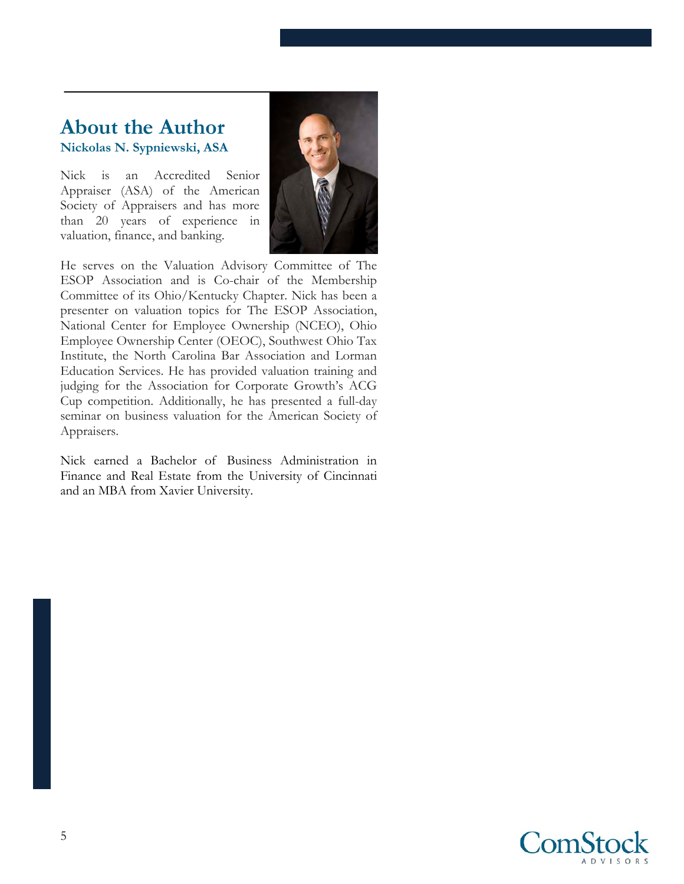## About the Author

**Nickolas N. Sypniewski, ASA**

Nick is an Accredited Senior Appraiser (ASA) of the American Society of Appraisers and has more than 20 years of experience in valuation, finance, and banking.

He serves on the Valuation Advisory Committee of The ESOP Association and is Co-chair of the Membership Committee of its Ohio/Kentucky Chapter. Nick has been a presenter on valuation topics for The ESOP Association, National Center for Employee Ownership (NCEO), Ohio Employee Ownership Center (OEOC), Southwest Ohio Tax Institute, the North Carolina Bar Association and Lorman Education Services. He has provided valuation training and judging for the Association for Corporate Growth's ACG Cup competition. Additionally, he has presented a full-day seminar on business valuation for the American Society of Appraisers.

Nick earned a Bachelor of Business Administration in Finance and Real Estate from the University of Cincinnati and an MBA from Xavier University.